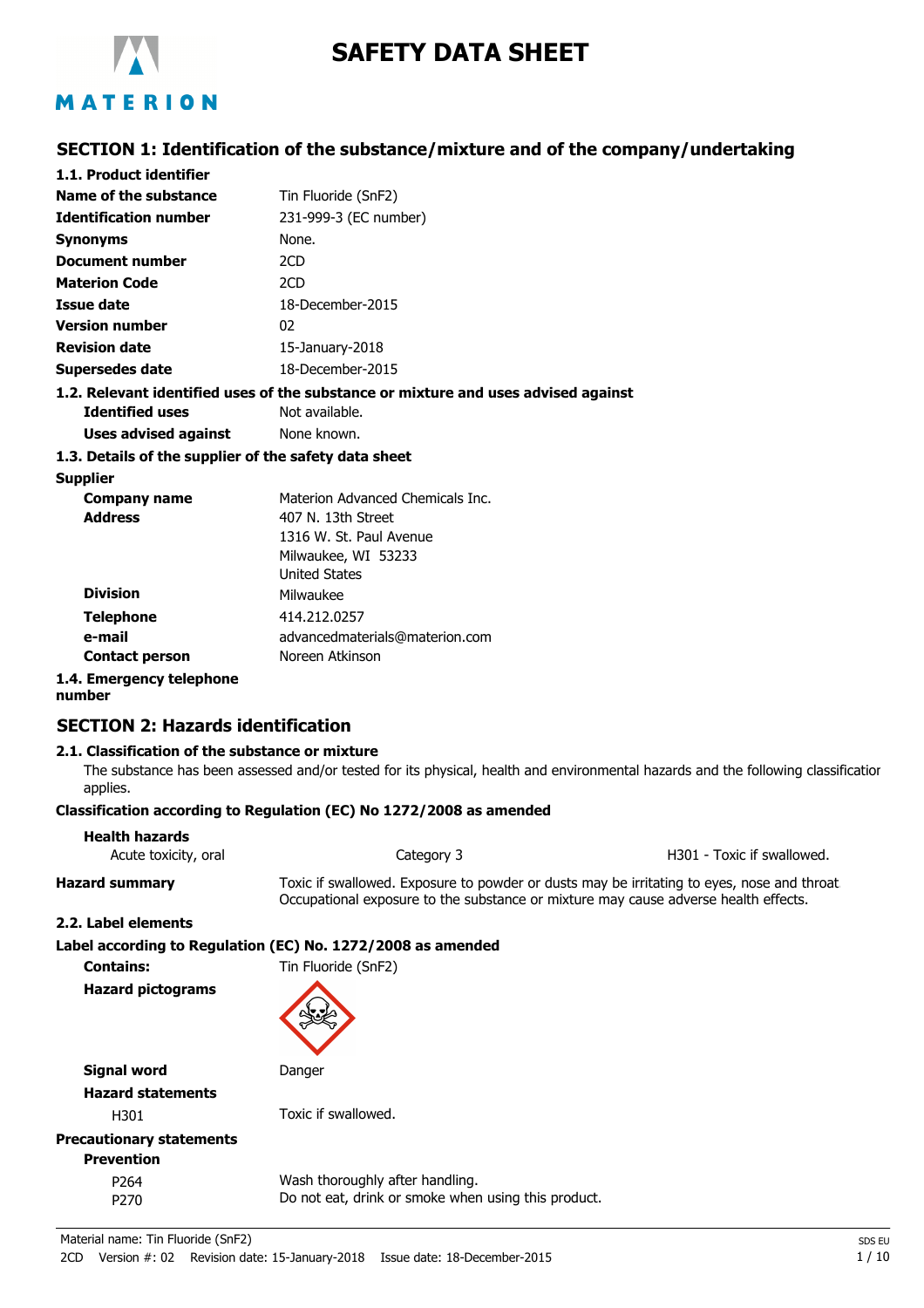# SAFETY DATA SHEET

## SECTION 1: Identification of the substance/mixture and of the company/undertaking

### 1.1. Product identifier

| | |
|---|---|
| **Name of the substance** | Tin Fluoride (SnF2) |
| **Identification number** | 231-999-3 (EC number) |
| **Synonyms** | None. |
| **Document number** | 2CD |
| **Materion Code** | 2CD |
| **Issue date** | 18-December-2015 |
| **Version number** | 02 |
| **Revision date** | 15-January-2018 |
| **Supersedes date** | 18-December-2015 |

### 1.2. Relevant identified uses of the substance or mixture and uses advised against

| | |
|---|---|
| **Identified uses** | Not available. |
| **Uses advised against** | None known. |

### 1.3. Details of the supplier of the safety data sheet

**Supplier**

| | |
|---|---|
| **Company name** | Materion Advanced Chemicals Inc. |
| **Address** | 407 N. 13th Street<br>1316 W. St. Paul Avenue<br>Milwaukee, WI 53233<br>United States |
| **Division** | Milwaukee |
| **Telephone** | 414.212.0257 |
| **e-mail** | advancedmaterials@materion.com |
| **Contact person** | Noreen Atkinson |

### 1.4. Emergency telephone number

## SECTION 2: Hazards identification

### 2.1. Classification of the substance or mixture

The substance has been assessed and/or tested for its physical, health and environmental hazards and the following classification applies.

**Classification according to Regulation (EC) No 1272/2008 as amended**

**Health hazards**

| | | |
|---|---|---|
| Acute toxicity, oral | Category 3 | H301 - Toxic if swallowed. |

**Hazard summary** Toxic if swallowed. Exposure to powder or dusts may be irritating to eyes, nose and throat Occupational exposure to the substance or mixture may cause adverse health effects.

### 2.2. Label elements

**Label according to Regulation (EC) No. 1272/2008 as amended**

**Contains:** Tin Fluoride (SnF2)

**Hazard pictograms**

**Signal word** Danger

**Hazard statements**

H301 Toxic if swallowed.

**Precautionary statements**

**Prevention**

P264 Wash thoroughly after handling.
P270 Do not eat, drink or smoke when using this product.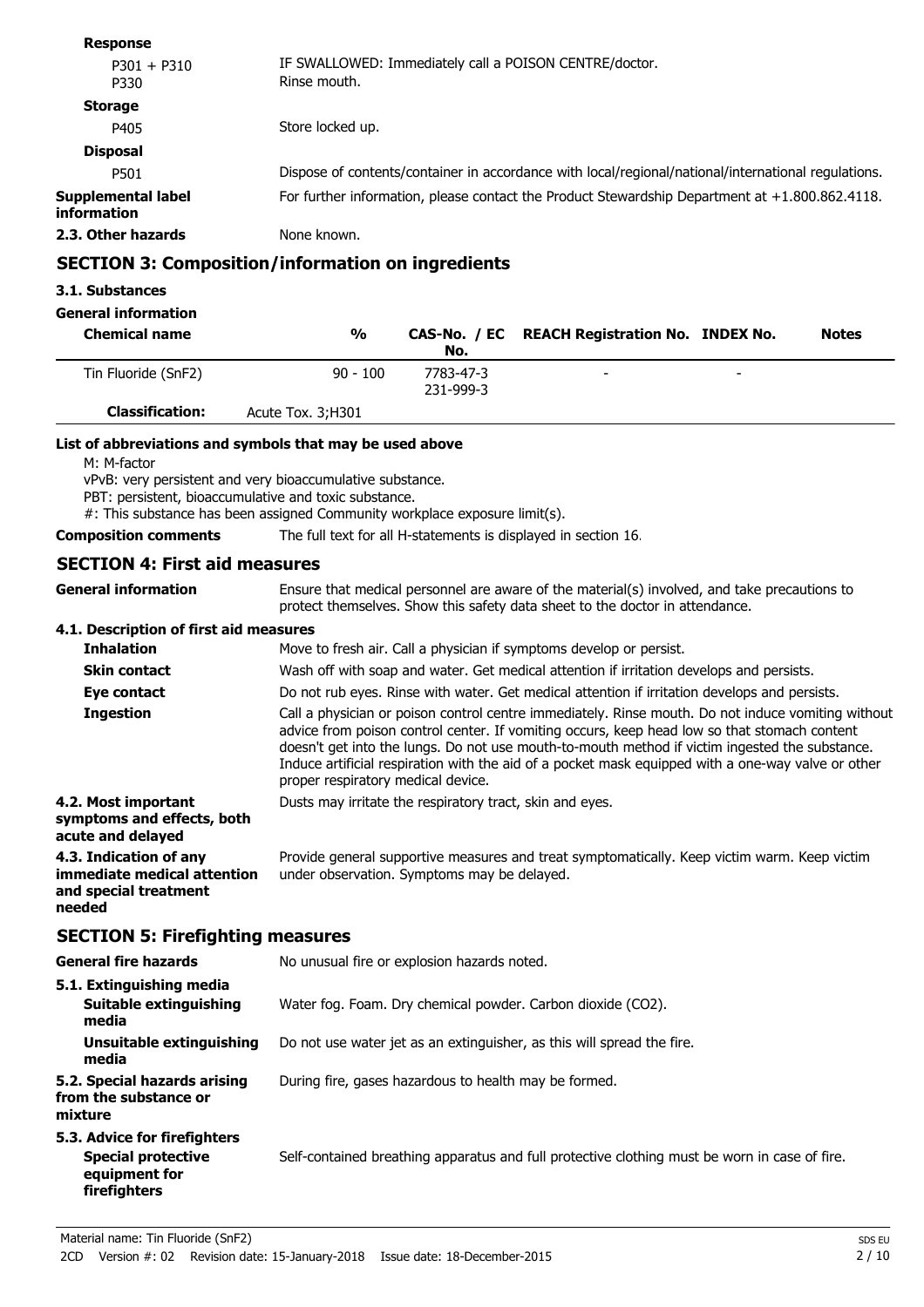**Response**

| | |
|---|---|
| P301 + P310 | IF SWALLOWED: Immediately call a POISON CENTRE/doctor. |
| P330 | Rinse mouth. |

**Storage**

| | |
|---|---|
| P405 | Store locked up. |

**Disposal**

| | |
|---|---|
| P501 | Dispose of contents/container in accordance with local/regional/national/international regulations. |

**Supplemental label information** For further information, please contact the Product Stewardship Department at +1.800.862.4118.

**2.3. Other hazards** None known.

## SECTION 3: Composition/information on ingredients

### 3.1. Substances

**General information**

| Chemical name | % | CAS-No. / EC No. | REACH Registration No. | INDEX No. | Notes |
|---|---|---|---|---|---|
| Tin Fluoride (SnF2) | 90 - 100 | 7783-47-3<br>231-999-3 | - | - | |
| **Classification:** | Acute Tox. 3;H301 | | | | |

**List of abbreviations and symbols that may be used above**

M: M-factor
vPvB: very persistent and very bioaccumulative substance.
PBT: persistent, bioaccumulative and toxic substance.
#: This substance has been assigned Community workplace exposure limit(s).

**Composition comments** The full text for all H-statements is displayed in section 16.

## SECTION 4: First aid measures

**General information** Ensure that medical personnel are aware of the material(s) involved, and take precautions to protect themselves. Show this safety data sheet to the doctor in attendance.

### 4.1. Description of first aid measures

**Inhalation** Move to fresh air. Call a physician if symptoms develop or persist.

**Skin contact** Wash off with soap and water. Get medical attention if irritation develops and persists.

**Eye contact** Do not rub eyes. Rinse with water. Get medical attention if irritation develops and persists.

**Ingestion** Call a physician or poison control centre immediately. Rinse mouth. Do not induce vomiting without advice from poison control center. If vomiting occurs, keep head low so that stomach content doesn't get into the lungs. Do not use mouth-to-mouth method if victim ingested the substance. Induce artificial respiration with the aid of a pocket mask equipped with a one-way valve or other proper respiratory medical device.

**4.2. Most important symptoms and effects, both acute and delayed** Dusts may irritate the respiratory tract, skin and eyes.

**4.3. Indication of any immediate medical attention and special treatment needed** Provide general supportive measures and treat symptomatically. Keep victim warm. Keep victim under observation. Symptoms may be delayed.

## SECTION 5: Firefighting measures

**General fire hazards** No unusual fire or explosion hazards noted.

### 5.1. Extinguishing media

**Suitable extinguishing media** Water fog. Foam. Dry chemical powder. Carbon dioxide ($CO_2$).

**Unsuitable extinguishing media** Do not use water jet as an extinguisher, as this will spread the fire.

**5.2. Special hazards arising from the substance or mixture** During fire, gases hazardous to health may be formed.

### 5.3. Advice for firefighters

**Special protective equipment for firefighters** Self-contained breathing apparatus and full protective clothing must be worn in case of fire.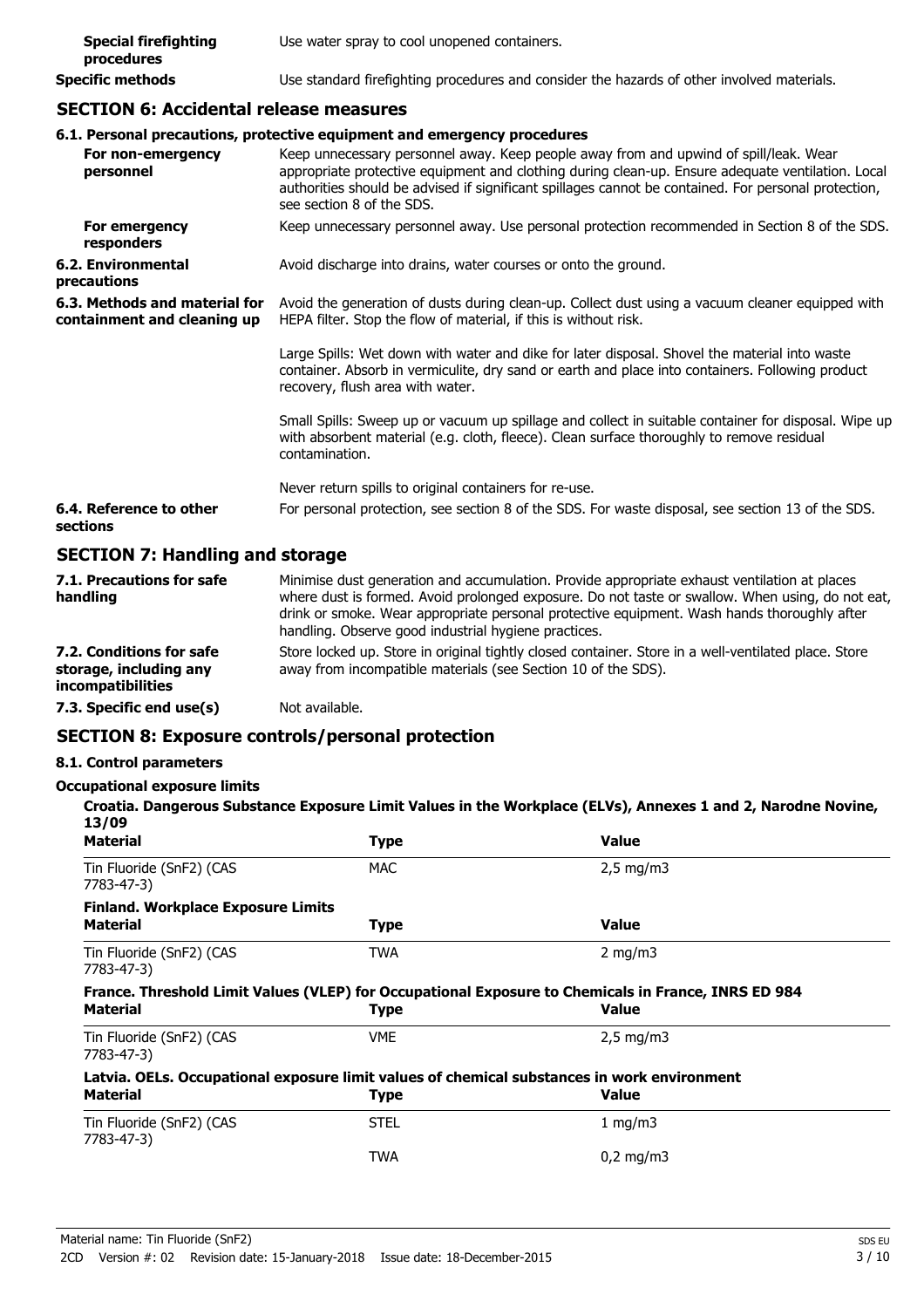| | |
|---|---|
| **Special firefighting procedures** | Use water spray to cool unopened containers. |
| **Specific methods** | Use standard firefighting procedures and consider the hazards of other involved materials. |

## SECTION 6: Accidental release measures

### 6.1. Personal precautions, protective equipment and emergency procedures

| | |
|---|---|
| **For non-emergency personnel** | Keep unnecessary personnel away. Keep people away from and upwind of spill/leak. Wear appropriate protective equipment and clothing during clean-up. Ensure adequate ventilation. Local authorities should be advised if significant spillages cannot be contained. For personal protection, see section 8 of the SDS. |
| **For emergency responders** | Keep unnecessary personnel away. Use personal protection recommended in Section 8 of the SDS. |
| **6.2. Environmental precautions** | Avoid discharge into drains, water courses or onto the ground. |
| **6.3. Methods and material for containment and cleaning up** | Avoid the generation of dusts during clean-up. Collect dust using a vacuum cleaner equipped with HEPA filter. Stop the flow of material, if this is without risk.<br><br>Large Spills: Wet down with water and dike for later disposal. Shovel the material into waste container. Absorb in vermiculite, dry sand or earth and place into containers. Following product recovery, flush area with water.<br><br>Small Spills: Sweep up or vacuum up spillage and collect in suitable container for disposal. Wipe up with absorbent material (e.g. cloth, fleece). Clean surface thoroughly to remove residual contamination.<br><br>Never return spills to original containers for re-use. |
| **6.4. Reference to other sections** | For personal protection, see section 8 of the SDS. For waste disposal, see section 13 of the SDS. |

## SECTION 7: Handling and storage

| | |
|---|---|
| **7.1. Precautions for safe handling** | Minimise dust generation and accumulation. Provide appropriate exhaust ventilation at places where dust is formed. Avoid prolonged exposure. Do not taste or swallow. When using, do not eat, drink or smoke. Wear appropriate personal protective equipment. Wash hands thoroughly after handling. Observe good industrial hygiene practices. |
| **7.2. Conditions for safe storage, including any incompatibilities** | Store locked up. Store in original tightly closed container. Store in a well-ventilated place. Store away from incompatible materials (see Section 10 of the SDS). |
| **7.3. Specific end use(s)** | Not available. |

## SECTION 8: Exposure controls/personal protection

### 8.1. Control parameters

**Occupational exposure limits**

**Croatia. Dangerous Substance Exposure Limit Values in the Workplace (ELVs), Annexes 1 and 2, Narodne Novine, 13/09**

| Material | Type | Value |
|---|---|---|
| Tin Fluoride (SnF2) (CAS 7783-47-3) | MAC | 2,5 mg/m3 |

**Finland. Workplace Exposure Limits**

| Material | Type | Value |
|---|---|---|
| Tin Fluoride (SnF2) (CAS 7783-47-3) | TWA | 2 mg/m3 |

**France. Threshold Limit Values (VLEP) for Occupational Exposure to Chemicals in France, INRS ED 984**

| Material | Type | Value |
|---|---|---|
| Tin Fluoride (SnF2) (CAS 7783-47-3) | VME | 2,5 mg/m3 |

**Latvia. OELs. Occupational exposure limit values of chemical substances in work environment**

| Material | Type | Value |
|---|---|---|
| Tin Fluoride (SnF2) (CAS 7783-47-3) | STEL | 1 mg/m3 |
| | TWA | 0,2 mg/m3 |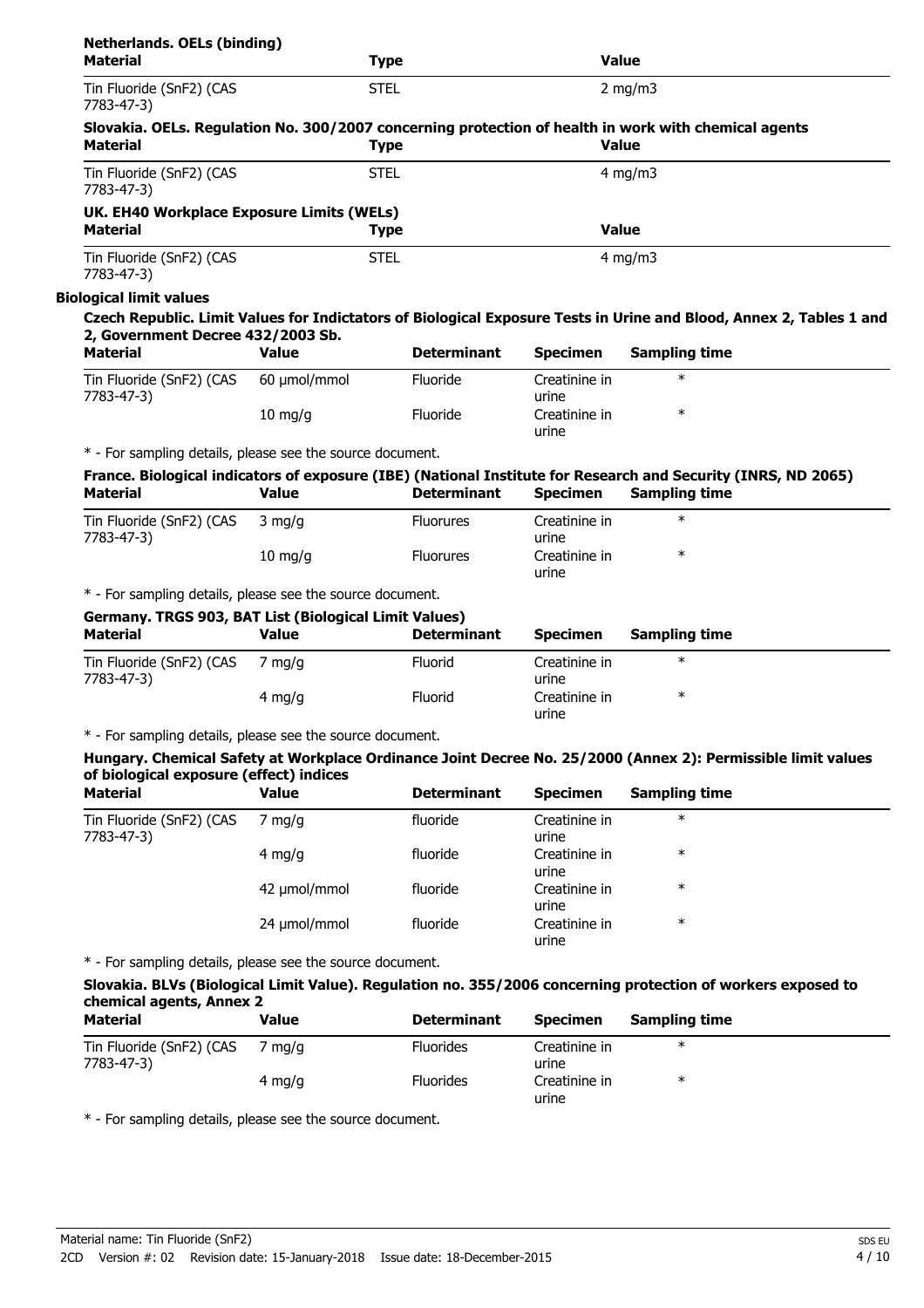**Netherlands. OELs (binding)**

| Material | Type | Value |
| --- | --- | --- |
| Tin Fluoride (SnF2) (CAS 7783-47-3) | STEL | 2 mg/m3 |

**Slovakia. OELs. Regulation No. 300/2007 concerning protection of health in work with chemical agents**

| Material | Type | Value |
| --- | --- | --- |
| Tin Fluoride (SnF2) (CAS 7783-47-3) | STEL | 4 mg/m3 |

**UK. EH40 Workplace Exposure Limits (WELs)**

| Material | Type | Value |
| --- | --- | --- |
| Tin Fluoride (SnF2) (CAS 7783-47-3) | STEL | 4 mg/m3 |

**Biological limit values**

**Czech Republic. Limit Values for Indictators of Biological Exposure Tests in Urine and Blood, Annex 2, Tables 1 and 2, Government Decree 432/2003 Sb.**

| Material | Value | Determinant | Specimen | Sampling time |
| --- | --- | --- | --- | --- |
| Tin Fluoride (SnF2) (CAS 7783-47-3) | 60 µmol/mmol | Fluoride | Creatinine in urine | * |
| | 10 mg/g | Fluoride | Creatinine in urine | * |

* - For sampling details, please see the source document.

**France. Biological indicators of exposure (IBE) (National Institute for Research and Security (INRS, ND 2065)**

| Material | Value | Determinant | Specimen | Sampling time |
| --- | --- | --- | --- | --- |
| Tin Fluoride (SnF2) (CAS 7783-47-3) | 3 mg/g | Fluorures | Creatinine in urine | * |
| | 10 mg/g | Fluorures | Creatinine in urine | * |

* - For sampling details, please see the source document.

**Germany. TRGS 903, BAT List (Biological Limit Values)**

| Material | Value | Determinant | Specimen | Sampling time |
| --- | --- | --- | --- | --- |
| Tin Fluoride (SnF2) (CAS 7783-47-3) | 7 mg/g | Fluorid | Creatinine in urine | * |
| | 4 mg/g | Fluorid | Creatinine in urine | * |

* - For sampling details, please see the source document.

**Hungary. Chemical Safety at Workplace Ordinance Joint Decree No. 25/2000 (Annex 2): Permissible limit values of biological exposure (effect) indices**

| Material | Value | Determinant | Specimen | Sampling time |
| --- | --- | --- | --- | --- |
| Tin Fluoride (SnF2) (CAS 7783-47-3) | 7 mg/g | fluoride | Creatinine in urine | * |
| | 4 mg/g | fluoride | Creatinine in urine | * |
| | 42 µmol/mmol | fluoride | Creatinine in urine | * |
| | 24 µmol/mmol | fluoride | Creatinine in urine | * |

* - For sampling details, please see the source document.

**Slovakia. BLVs (Biological Limit Value). Regulation no. 355/2006 concerning protection of workers exposed to chemical agents, Annex 2**

| Material | Value | Determinant | Specimen | Sampling time |
| --- | --- | --- | --- | --- |
| Tin Fluoride (SnF2) (CAS 7783-47-3) | 7 mg/g | Fluorides | Creatinine in urine | * |
| | 4 mg/g | Fluorides | Creatinine in urine | * |

* - For sampling details, please see the source document.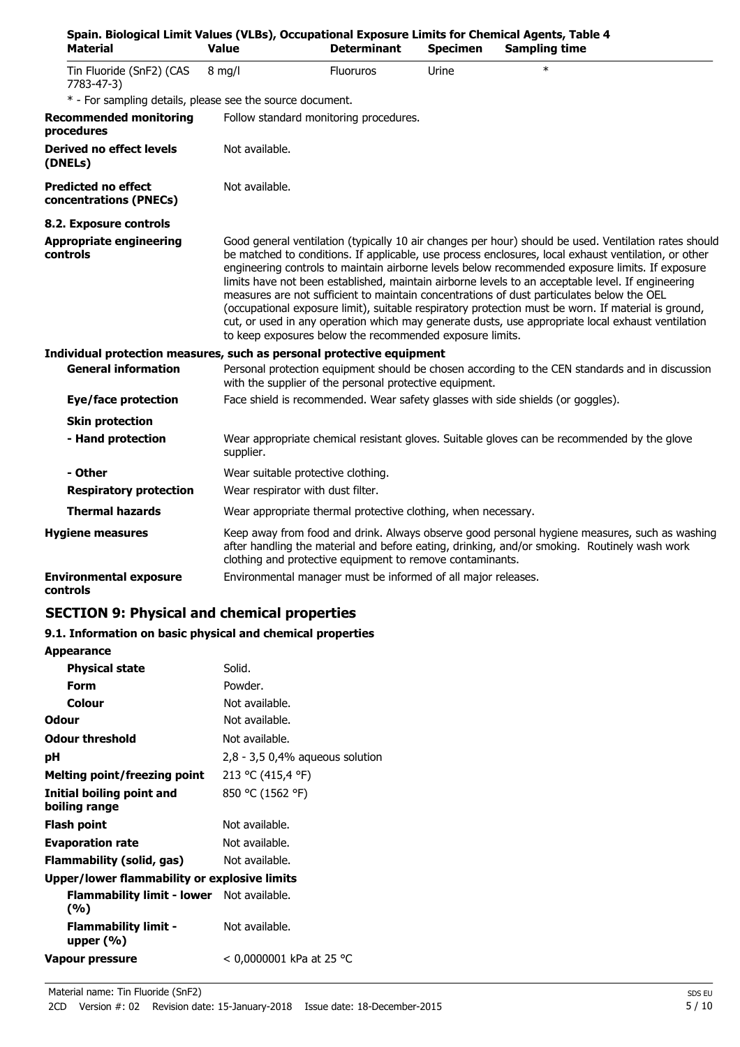**Spain. Biological Limit Values (VLBs), Occupational Exposure Limits for Chemical Agents, Table 4**

| Material | Value | Determinant | Specimen | Sampling time |
|---|---|---|---|---|
| Tin Fluoride (SnF2) (CAS 7783-47-3) | 8 mg/l | Fluoruros | Urine | * |

\* - For sampling details, please see the source document.

**Recommended monitoring procedures** Follow standard monitoring procedures.

**Derived no effect levels (DNELs)** Not available.

**Predicted no effect concentrations (PNECs)** Not available.

**8.2. Exposure controls**

**Appropriate engineering controls** Good general ventilation (typically 10 air changes per hour) should be used. Ventilation rates should be matched to conditions. If applicable, use process enclosures, local exhaust ventilation, or other engineering controls to maintain airborne levels below recommended exposure limits. If exposure limits have not been established, maintain airborne levels to an acceptable level. If engineering measures are not sufficient to maintain concentrations of dust particulates below the OEL (occupational exposure limit), suitable respiratory protection must be worn. If material is ground, cut, or used in any operation which may generate dusts, use appropriate local exhaust ventilation to keep exposures below the recommended exposure limits.

**Individual protection measures, such as personal protective equipment**

**General information** Personal protection equipment should be chosen according to the CEN standards and in discussion with the supplier of the personal protective equipment.

**Eye/face protection** Face shield is recommended. Wear safety glasses with side shields (or goggles).

**Skin protection**

**- Hand protection** Wear appropriate chemical resistant gloves. Suitable gloves can be recommended by the glove supplier.

**- Other** Wear suitable protective clothing.

**Respiratory protection** Wear respirator with dust filter.

**Thermal hazards** Wear appropriate thermal protective clothing, when necessary.

**Hygiene measures** Keep away from food and drink. Always observe good personal hygiene measures, such as washing after handling the material and before eating, drinking, and/or smoking. Routinely wash work clothing and protective equipment to remove contaminants.

**Environmental exposure controls** Environmental manager must be informed of all major releases.

## SECTION 9: Physical and chemical properties

### 9.1. Information on basic physical and chemical properties

**Appearance**

| | |
|---|---|
| **Physical state** | Solid. |
| **Form** | Powder. |
| **Colour** | Not available. |
| **Odour** | Not available. |
| **Odour threshold** | Not available. |
| **pH** | 2,8 - 3,5 0,4% aqueous solution |
| **Melting point/freezing point** | 213 °C (415,4 °F) |
| **Initial boiling point and boiling range** | 850 °C (1562 °F) |
| **Flash point** | Not available. |
| **Evaporation rate** | Not available. |
| **Flammability (solid, gas)** | Not available. |
| **Upper/lower flammability or explosive limits** | |
| **Flammability limit - lower (%)** | Not available. |
| **Flammability limit - upper (%)** | Not available. |
| **Vapour pressure** | < 0,0000001 kPa at 25 °C |

Material name: Tin Fluoride (SnF2)

2CD Version #: 02 Revision date: 15-January-2018 Issue date: 18-December-2015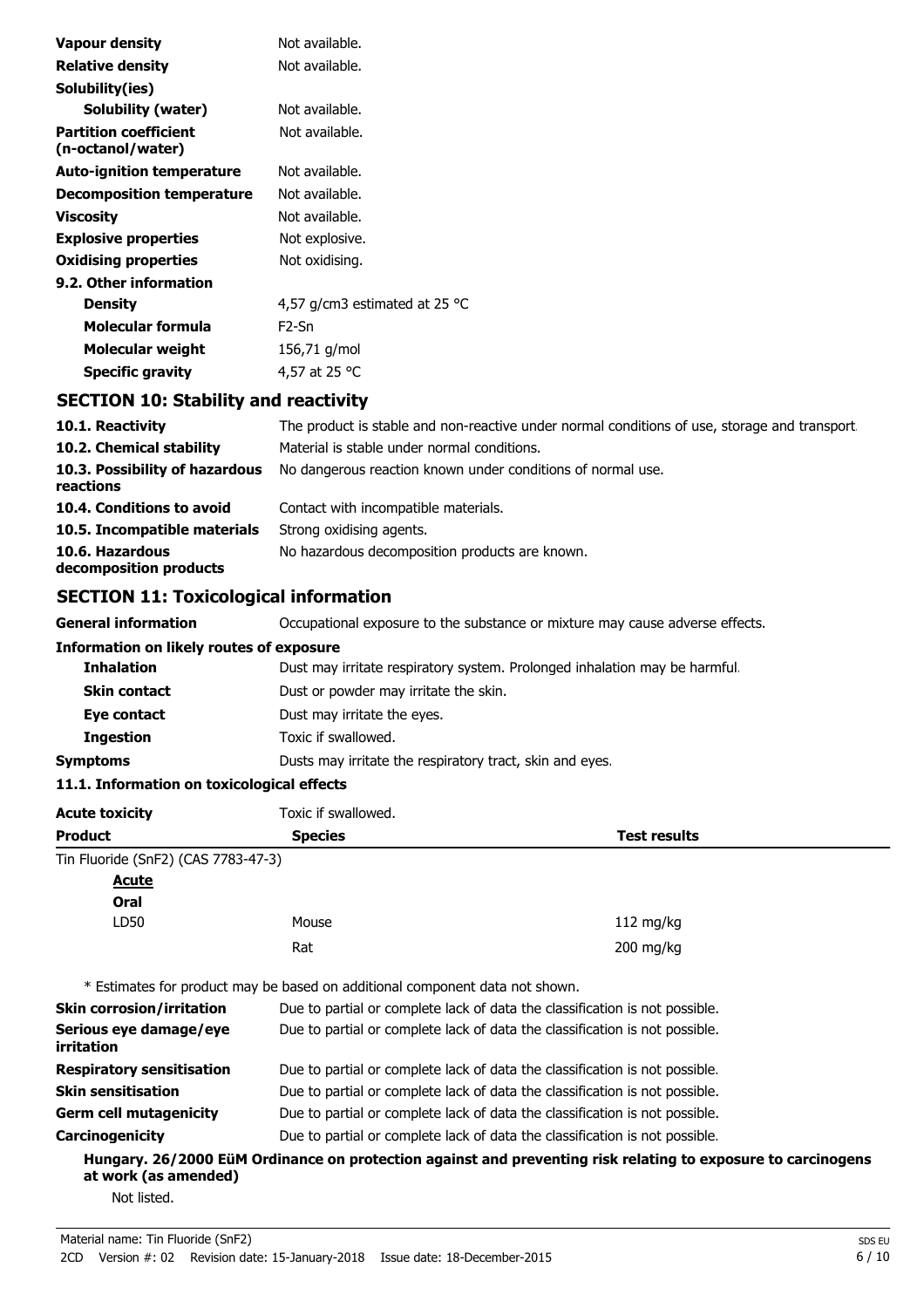| | |
|---|---|
| **Vapour density** | Not available. |
| **Relative density** | Not available. |
| **Solubility(ies)** | |
| **Solubility (water)** | Not available. |
| **Partition coefficient (n-octanol/water)** | Not available. |
| **Auto-ignition temperature** | Not available. |
| **Decomposition temperature** | Not available. |
| **Viscosity** | Not available. |
| **Explosive properties** | Not explosive. |
| **Oxidising properties** | Not oxidising. |
| **9.2. Other information** | |
| **Density** | 4,57 g/cm3 estimated at 25 °C |
| **Molecular formula** | F2-Sn |
| **Molecular weight** | 156,71 g/mol |
| **Specific gravity** | 4,57 at 25 °C |

## SECTION 10: Stability and reactivity

| | |
|---|---|
| **10.1. Reactivity** | The product is stable and non-reactive under normal conditions of use, storage and transport. |
| **10.2. Chemical stability** | Material is stable under normal conditions. |
| **10.3. Possibility of hazardous reactions** | No dangerous reaction known under conditions of normal use. |
| **10.4. Conditions to avoid** | Contact with incompatible materials. |
| **10.5. Incompatible materials** | Strong oxidising agents. |
| **10.6. Hazardous decomposition products** | No hazardous decomposition products are known. |

## SECTION 11: Toxicological information

| | |
|---|---|
| **General information** | Occupational exposure to the substance or mixture may cause adverse effects. |

**Information on likely routes of exposure**

| | |
|---|---|
| **Inhalation** | Dust may irritate respiratory system. Prolonged inhalation may be harmful. |
| **Skin contact** | Dust or powder may irritate the skin. |
| **Eye contact** | Dust may irritate the eyes. |
| **Ingestion** | Toxic if swallowed. |
| **Symptoms** | Dusts may irritate the respiratory tract, skin and eyes. |

**11.1. Information on toxicological effects**

**Acute toxicity** Toxic if swallowed.

| Product | Species | Test results |
|---|---|---|
| Tin Fluoride (SnF2) (CAS 7783-47-3) | | |
| **Acute** | | |
| **Oral** | | |
| LD50 | Mouse | 112 mg/kg |
| | Rat | 200 mg/kg |

\* Estimates for product may be based on additional component data not shown.

| | |
|---|---|
| **Skin corrosion/irritation** | Due to partial or complete lack of data the classification is not possible. |
| **Serious eye damage/eye irritation** | Due to partial or complete lack of data the classification is not possible. |
| **Respiratory sensitisation** | Due to partial or complete lack of data the classification is not possible. |
| **Skin sensitisation** | Due to partial or complete lack of data the classification is not possible. |
| **Germ cell mutagenicity** | Due to partial or complete lack of data the classification is not possible. |
| **Carcinogenicity** | Due to partial or complete lack of data the classification is not possible. |

**Hungary. 26/2000 EüM Ordinance on protection against and preventing risk relating to exposure to carcinogens at work (as amended)**

Not listed.

Material name: Tin Fluoride (SnF2)
2CD Version #: 02 Revision date: 15-January-2018 Issue date: 18-December-2015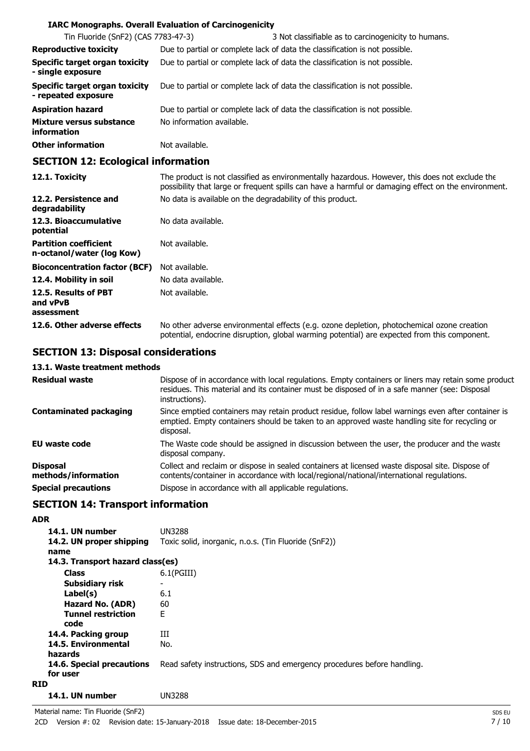**IARC Monographs. Overall Evaluation of Carcinogenicity**

| | |
|---|---|
| Tin Fluoride (SnF2) (CAS 7783-47-3) | 3 Not classifiable as to carcinogenicity to humans. |
| **Reproductive toxicity** | Due to partial or complete lack of data the classification is not possible. |
| **Specific target organ toxicity - single exposure** | Due to partial or complete lack of data the classification is not possible. |
| **Specific target organ toxicity - repeated exposure** | Due to partial or complete lack of data the classification is not possible. |
| **Aspiration hazard** | Due to partial or complete lack of data the classification is not possible. |
| **Mixture versus substance information** | No information available. |
| **Other information** | Not available. |

## SECTION 12: Ecological information

| | |
|---|---|
| **12.1. Toxicity** | The product is not classified as environmentally hazardous. However, this does not exclude the possibility that large or frequent spills can have a harmful or damaging effect on the environment. |
| **12.2. Persistence and degradability** | No data is available on the degradability of this product. |
| **12.3. Bioaccumulative potential** | No data available. |
| **Partition coefficient n-octanol/water (log Kow)** | Not available. |
| **Bioconcentration factor (BCF)** | Not available. |
| **12.4. Mobility in soil** | No data available. |
| **12.5. Results of PBT and vPvB assessment** | Not available. |
| **12.6. Other adverse effects** | No other adverse environmental effects (e.g. ozone depletion, photochemical ozone creation potential, endocrine disruption, global warming potential) are expected from this component. |

## SECTION 13: Disposal considerations

### 13.1. Waste treatment methods

| | |
|---|---|
| **Residual waste** | Dispose of in accordance with local regulations. Empty containers or liners may retain some product residues. This material and its container must be disposed of in a safe manner (see: Disposal instructions). |
| **Contaminated packaging** | Since emptied containers may retain product residue, follow label warnings even after container is emptied. Empty containers should be taken to an approved waste handling site for recycling or disposal. |
| **EU waste code** | The Waste code should be assigned in discussion between the user, the producer and the waste disposal company. |
| **Disposal methods/information** | Collect and reclaim or dispose in sealed containers at licensed waste disposal site. Dispose of contents/container in accordance with local/regional/national/international regulations. |
| **Special precautions** | Dispose in accordance with all applicable regulations. |

## SECTION 14: Transport information

**ADR**

| | |
|---|---|
| **14.1. UN number** | UN3288 |
| **14.2. UN proper shipping name** | Toxic solid, inorganic, n.o.s. (Tin Fluoride (SnF2)) |
| **14.3. Transport hazard class(es)** | |
| **Class** | 6.1(PGIII) |
| **Subsidiary risk** | - |
| **Label(s)** | 6.1 |
| **Hazard No. (ADR)** | 60 |
| **Tunnel restriction code** | E |
| **14.4. Packing group** | III |
| **14.5. Environmental hazards** | No. |
| **14.6. Special precautions for user** | Read safety instructions, SDS and emergency procedures before handling. |

**RID**

| | |
|---|---|
| **14.1. UN number** | UN3288 |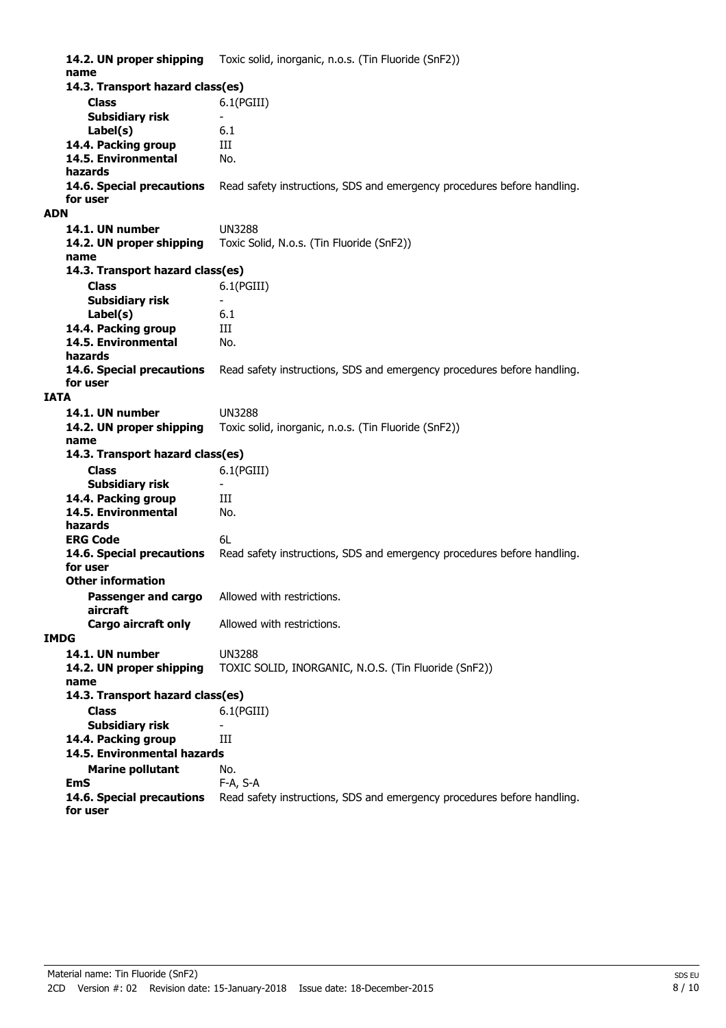**14.2. UN proper shipping name** Toxic solid, inorganic, n.o.s. (Tin Fluoride (SnF2))

**14.3. Transport hazard class(es)**

**Class** 6.1(PGIII)

**Subsidiary risk** -

**Label(s)** 6.1

**14.4. Packing group** III

**14.5. Environmental hazards** No.

**14.6. Special precautions for user** Read safety instructions, SDS and emergency procedures before handling.

**ADN**

**14.1. UN number** UN3288

**14.2. UN proper shipping name** Toxic Solid, N.o.s. (Tin Fluoride (SnF2))

**14.3. Transport hazard class(es)**

**Class** 6.1(PGIII)

**Subsidiary risk** -

**Label(s)** 6.1

**14.4. Packing group** III

**14.5. Environmental hazards** No.

**14.6. Special precautions for user** Read safety instructions, SDS and emergency procedures before handling.

**IATA**

**14.1. UN number** UN3288

**14.2. UN proper shipping name** Toxic solid, inorganic, n.o.s. (Tin Fluoride (SnF2))

**14.3. Transport hazard class(es)**

**Class** 6.1(PGIII)

**Subsidiary risk** -

**14.4. Packing group** III

**14.5. Environmental hazards** No.

**ERG Code** 6L

**14.6. Special precautions for user** Read safety instructions, SDS and emergency procedures before handling.

**Other information**

**Passenger and cargo aircraft** Allowed with restrictions.

**Cargo aircraft only** Allowed with restrictions.

**IMDG**

**14.1. UN number** UN3288

**14.2. UN proper shipping name** TOXIC SOLID, INORGANIC, N.O.S. (Tin Fluoride (SnF2))

**14.3. Transport hazard class(es)**

**Class** 6.1(PGIII)

**Subsidiary risk** -

**14.4. Packing group** III

**14.5. Environmental hazards**

**Marine pollutant** No.

**EmS** F-A, S-A

**14.6. Special precautions for user** Read safety instructions, SDS and emergency procedures before handling.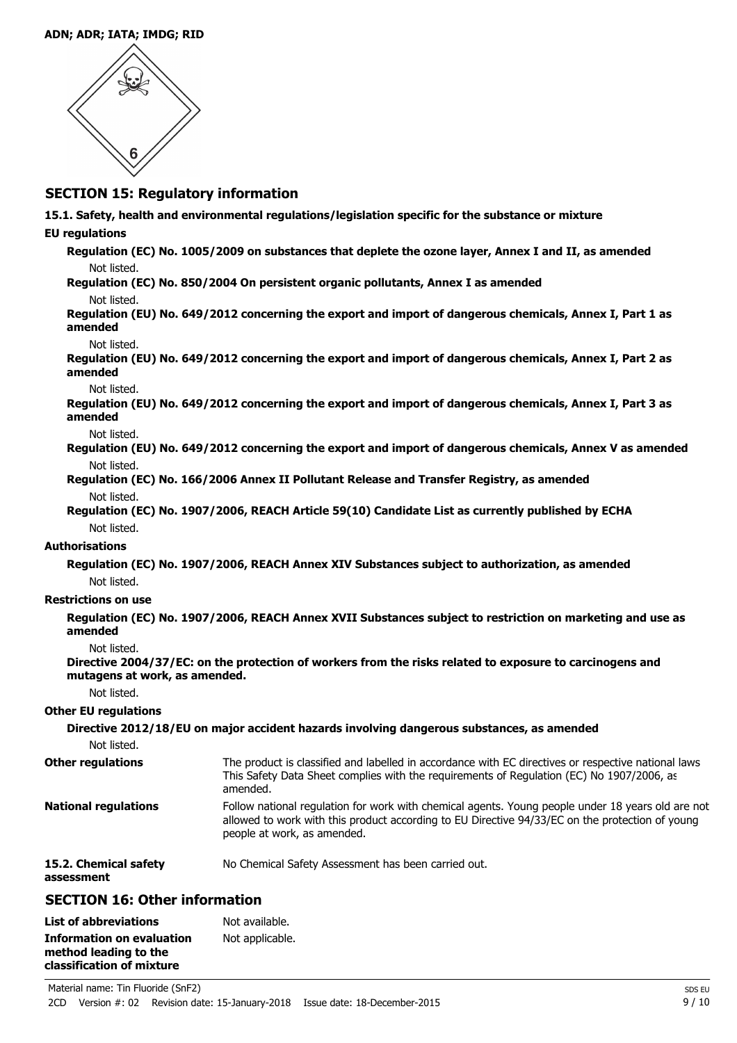**ADN; ADR; IATA; IMDG; RID**

## SECTION 15: Regulatory information

**15.1. Safety, health and environmental regulations/legislation specific for the substance or mixture**

**EU regulations**

**Regulation (EC) No. 1005/2009 on substances that deplete the ozone layer, Annex I and II, as amended**

Not listed.

**Regulation (EC) No. 850/2004 On persistent organic pollutants, Annex I as amended**

Not listed.

**Regulation (EU) No. 649/2012 concerning the export and import of dangerous chemicals, Annex I, Part 1 as amended**

Not listed.

**Regulation (EU) No. 649/2012 concerning the export and import of dangerous chemicals, Annex I, Part 2 as amended**

Not listed.

**Regulation (EU) No. 649/2012 concerning the export and import of dangerous chemicals, Annex I, Part 3 as amended**

Not listed.

**Regulation (EU) No. 649/2012 concerning the export and import of dangerous chemicals, Annex V as amended**

Not listed.

**Regulation (EC) No. 166/2006 Annex II Pollutant Release and Transfer Registry, as amended**

Not listed.

**Regulation (EC) No. 1907/2006, REACH Article 59(10) Candidate List as currently published by ECHA**

Not listed.

**Authorisations**

**Regulation (EC) No. 1907/2006, REACH Annex XIV Substances subject to authorization, as amended**

Not listed.

**Restrictions on use**

**Regulation (EC) No. 1907/2006, REACH Annex XVII Substances subject to restriction on marketing and use as amended**

Not listed.

**Directive 2004/37/EC: on the protection of workers from the risks related to exposure to carcinogens and mutagens at work, as amended.**

Not listed.

**Other EU regulations**

**Directive 2012/18/EU on major accident hazards involving dangerous substances, as amended**

Not listed.

**Other regulations** The product is classified and labelled in accordance with EC directives or respective national laws This Safety Data Sheet complies with the requirements of Regulation (EC) No 1907/2006, as amended.

**National regulations** Follow national regulation for work with chemical agents. Young people under 18 years old are not allowed to work with this product according to EU Directive 94/33/EC on the protection of young people at work, as amended.

**15.2. Chemical safety assessment** No Chemical Safety Assessment has been carried out.

## SECTION 16: Other information

**List of abbreviations** Not available.

**Information on evaluation method leading to the classification of mixture** Not applicable.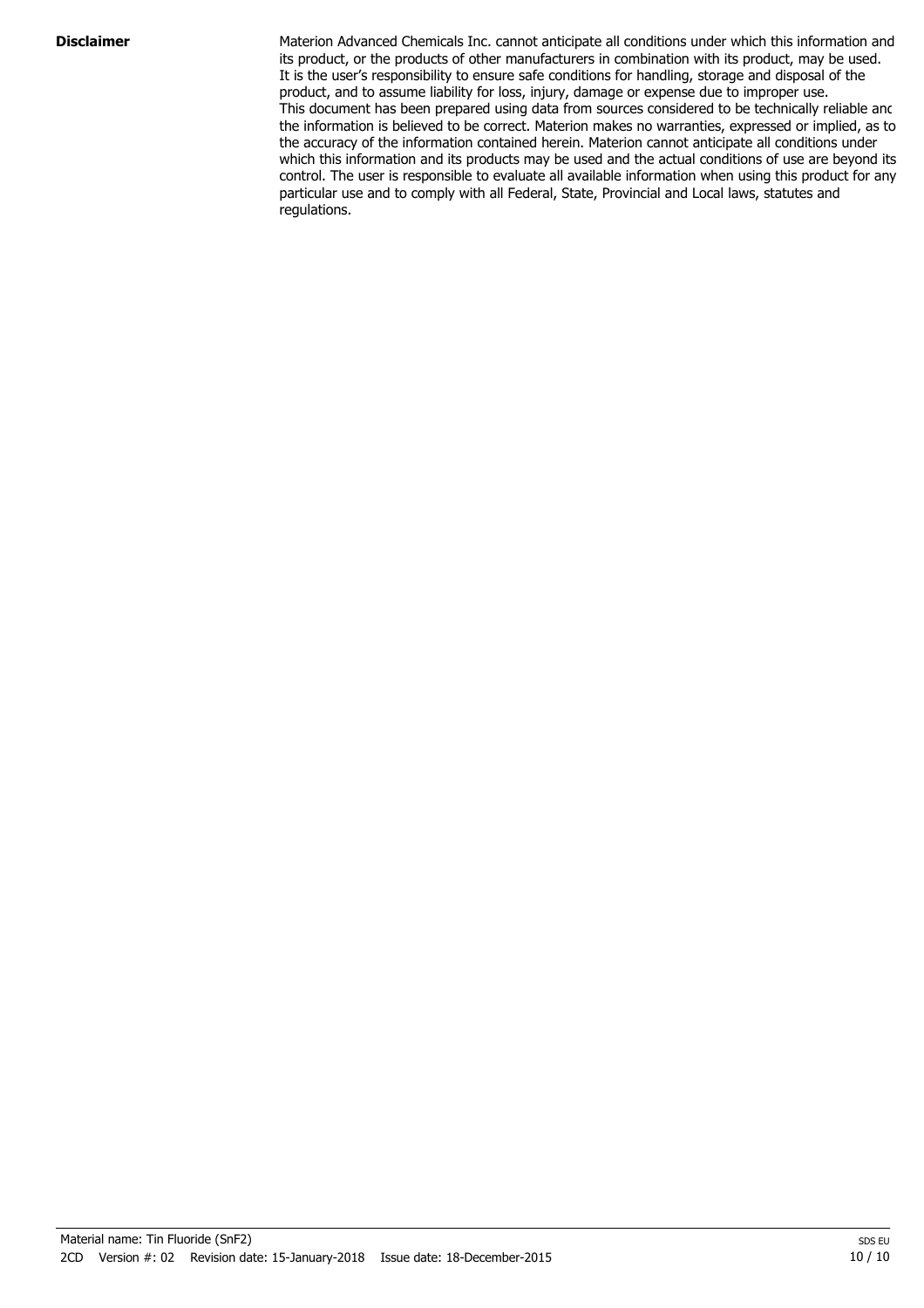**Disclaimer**

Materion Advanced Chemicals Inc. cannot anticipate all conditions under which this information and its product, or the products of other manufacturers in combination with its product, may be used. It is the user's responsibility to ensure safe conditions for handling, storage and disposal of the product, and to assume liability for loss, injury, damage or expense due to improper use. This document has been prepared using data from sources considered to be technically reliable and the information is believed to be correct. Materion makes no warranties, expressed or implied, as to the accuracy of the information contained herein. Materion cannot anticipate all conditions under which this information and its products may be used and the actual conditions of use are beyond its control. The user is responsible to evaluate all available information when using this product for any particular use and to comply with all Federal, State, Provincial and Local laws, statutes and regulations.